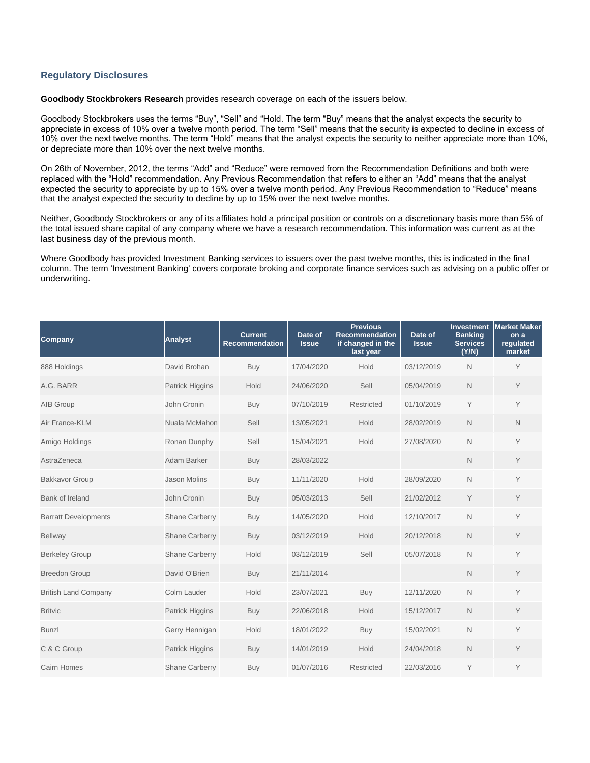## Regulatory Disclosures

**Goodbody Stockbrokers Research** provides research coverage on each of the issuers below.

Goodbody Stockbrokers uses the terms “Buy”, “Sell” and “Hold. The term “Buy” means that the analyst expects the security to appreciate in excess of 10% over a twelve month period. The term “Sell” means that the security is expected to decline in excess of 10% over the next twelve months. The term “Hold” means that the analyst expects the security to neither appreciate more than 10%, or depreciate more than 10% over the next twelve months.

On 26th of November, 2012, the terms “Add” and “Reduce” were removed from the Recommendation Definitions and both were replaced with the “Hold” recommendation. Any Previous Recommendation that refers to either an “Add” means that the analyst expected the security to appreciate by up to 15% over a twelve month period. Any Previous Recommendation to “Reduce” means that the analyst expected the security to decline by up to 15% over the next twelve months.

Neither, Goodbody Stockbrokers or any of its affiliates hold a principal position or controls on a discretionary basis more than 5% of the total issued share capital of any company where we have a research recommendation. This information was current as at the last business day of the previous month.

Where Goodbody has provided Investment Banking services to issuers over the past twelve months, this is indicated in the final column. The term 'Investment Banking' covers corporate broking and corporate finance services such as advising on a public offer or underwriting.

| Company | Analyst | Current Recommendation | Date of Issue | Previous Recommendation if changed in the last year | Date of Issue | Investment Banking Services (Y/N) | Market Maker on a regulated market |
|---|---|---|---|---|---|---|---|
| 888 Holdings | David Brohan | Buy | 17/04/2020 | Hold | 03/12/2019 | N | Y |
| A.G. BARR | Patrick Higgins | Hold | 24/06/2020 | Sell | 05/04/2019 | N | Y |
| AIB Group | John Cronin | Buy | 07/10/2019 | Restricted | 01/10/2019 | Y | Y |
| Air France-KLM | Nuala McMahon | Sell | 13/05/2021 | Hold | 28/02/2019 | N | N |
| Amigo Holdings | Ronan Dunphy | Sell | 15/04/2021 | Hold | 27/08/2020 | N | Y |
| AstraZeneca | Adam Barker | Buy | 28/03/2022 | | | N | Y |
| Bakkavor Group | Jason Molins | Buy | 11/11/2020 | Hold | 28/09/2020 | N | Y |
| Bank of Ireland | John Cronin | Buy | 05/03/2013 | Sell | 21/02/2012 | Y | Y |
| Barratt Developments | Shane Carberry | Buy | 14/05/2020 | Hold | 12/10/2017 | N | Y |
| Bellway | Shane Carberry | Buy | 03/12/2019 | Hold | 20/12/2018 | N | Y |
| Berkeley Group | Shane Carberry | Hold | 03/12/2019 | Sell | 05/07/2018 | N | Y |
| Breedon Group | David O'Brien | Buy | 21/11/2014 | | | N | Y |
| British Land Company | Colm Lauder | Hold | 23/07/2021 | Buy | 12/11/2020 | N | Y |
| Britvic | Patrick Higgins | Buy | 22/06/2018 | Hold | 15/12/2017 | N | Y |
| Bunzl | Gerry Hennigan | Hold | 18/01/2022 | Buy | 15/02/2021 | N | Y |
| C & C Group | Patrick Higgins | Buy | 14/01/2019 | Hold | 24/04/2018 | N | Y |
| Cairn Homes | Shane Carberry | Buy | 01/07/2016 | Restricted | 22/03/2016 | Y | Y |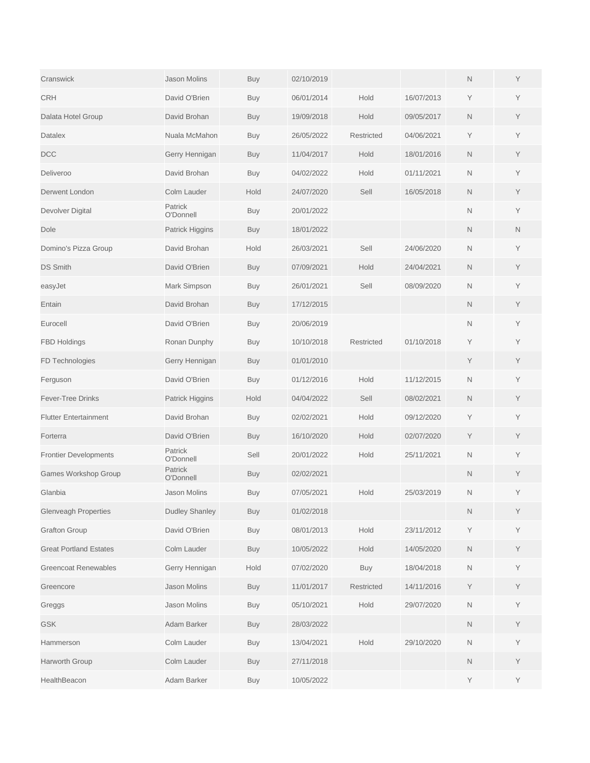| | | | | | | | |
|---|---|---|---|---|---|---|---|
| Cranswick | Jason Molins | Buy | 02/10/2019 | | | N | Y |
| CRH | David O'Brien | Buy | 06/01/2014 | Hold | 16/07/2013 | Y | Y |
| Dalata Hotel Group | David Brohan | Buy | 19/09/2018 | Hold | 09/05/2017 | N | Y |
| Datalex | Nuala McMahon | Buy | 26/05/2022 | Restricted | 04/06/2021 | Y | Y |
| DCC | Gerry Hennigan | Buy | 11/04/2017 | Hold | 18/01/2016 | N | Y |
| Deliveroo | David Brohan | Buy | 04/02/2022 | Hold | 01/11/2021 | N | Y |
| Derwent London | Colm Lauder | Hold | 24/07/2020 | Sell | 16/05/2018 | N | Y |
| Devolver Digital | Patrick O'Donnell | Buy | 20/01/2022 | | | N | Y |
| Dole | Patrick Higgins | Buy | 18/01/2022 | | | N | N |
| Domino's Pizza Group | David Brohan | Hold | 26/03/2021 | Sell | 24/06/2020 | N | Y |
| DS Smith | David O'Brien | Buy | 07/09/2021 | Hold | 24/04/2021 | N | Y |
| easyJet | Mark Simpson | Buy | 26/01/2021 | Sell | 08/09/2020 | N | Y |
| Entain | David Brohan | Buy | 17/12/2015 | | | N | Y |
| Eurocell | David O'Brien | Buy | 20/06/2019 | | | N | Y |
| FBD Holdings | Ronan Dunphy | Buy | 10/10/2018 | Restricted | 01/10/2018 | Y | Y |
| FD Technologies | Gerry Hennigan | Buy | 01/01/2010 | | | Y | Y |
| Ferguson | David O'Brien | Buy | 01/12/2016 | Hold | 11/12/2015 | N | Y |
| Fever-Tree Drinks | Patrick Higgins | Hold | 04/04/2022 | Sell | 08/02/2021 | N | Y |
| Flutter Entertainment | David Brohan | Buy | 02/02/2021 | Hold | 09/12/2020 | Y | Y |
| Forterra | David O'Brien | Buy | 16/10/2020 | Hold | 02/07/2020 | Y | Y |
| Frontier Developments | Patrick O'Donnell | Sell | 20/01/2022 | Hold | 25/11/2021 | N | Y |
| Games Workshop Group | Patrick O'Donnell | Buy | 02/02/2021 | | | N | Y |
| Glanbia | Jason Molins | Buy | 07/05/2021 | Hold | 25/03/2019 | N | Y |
| Glenveagh Properties | Dudley Shanley | Buy | 01/02/2018 | | | N | Y |
| Grafton Group | David O'Brien | Buy | 08/01/2013 | Hold | 23/11/2012 | Y | Y |
| Great Portland Estates | Colm Lauder | Buy | 10/05/2022 | Hold | 14/05/2020 | N | Y |
| Greencoat Renewables | Gerry Hennigan | Hold | 07/02/2020 | Buy | 18/04/2018 | N | Y |
| Greencore | Jason Molins | Buy | 11/01/2017 | Restricted | 14/11/2016 | Y | Y |
| Greggs | Jason Molins | Buy | 05/10/2021 | Hold | 29/07/2020 | N | Y |
| GSK | Adam Barker | Buy | 28/03/2022 | | | N | Y |
| Hammerson | Colm Lauder | Buy | 13/04/2021 | Hold | 29/10/2020 | N | Y |
| Harworth Group | Colm Lauder | Buy | 27/11/2018 | | | N | Y |
| HealthBeacon | Adam Barker | Buy | 10/05/2022 | | | Y | Y |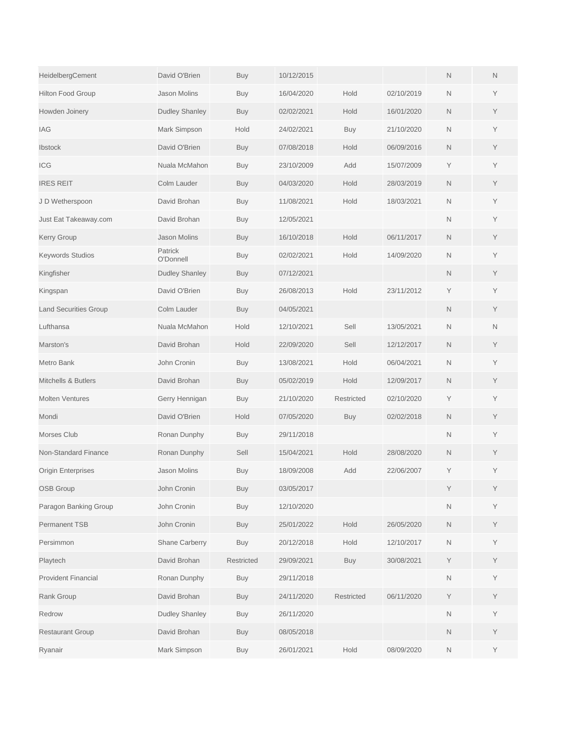| | | | | | | | |
|---|---|---|---|---|---|---|---|
| HeidelbergCement | David O'Brien | Buy | 10/12/2015 | | | N | N |
| Hilton Food Group | Jason Molins | Buy | 16/04/2020 | Hold | 02/10/2019 | N | Y |
| Howden Joinery | Dudley Shanley | Buy | 02/02/2021 | Hold | 16/01/2020 | N | Y |
| IAG | Mark Simpson | Hold | 24/02/2021 | Buy | 21/10/2020 | N | Y |
| Ibstock | David O'Brien | Buy | 07/08/2018 | Hold | 06/09/2016 | N | Y |
| ICG | Nuala McMahon | Buy | 23/10/2009 | Add | 15/07/2009 | Y | Y |
| IRES REIT | Colm Lauder | Buy | 04/03/2020 | Hold | 28/03/2019 | N | Y |
| J D Wetherspoon | David Brohan | Buy | 11/08/2021 | Hold | 18/03/2021 | N | Y |
| Just Eat Takeaway.com | David Brohan | Buy | 12/05/2021 | | | N | Y |
| Kerry Group | Jason Molins | Buy | 16/10/2018 | Hold | 06/11/2017 | N | Y |
| Keywords Studios | Patrick O'Donnell | Buy | 02/02/2021 | Hold | 14/09/2020 | N | Y |
| Kingfisher | Dudley Shanley | Buy | 07/12/2021 | | | N | Y |
| Kingspan | David O'Brien | Buy | 26/08/2013 | Hold | 23/11/2012 | Y | Y |
| Land Securities Group | Colm Lauder | Buy | 04/05/2021 | | | N | Y |
| Lufthansa | Nuala McMahon | Hold | 12/10/2021 | Sell | 13/05/2021 | N | N |
| Marston's | David Brohan | Hold | 22/09/2020 | Sell | 12/12/2017 | N | Y |
| Metro Bank | John Cronin | Buy | 13/08/2021 | Hold | 06/04/2021 | N | Y |
| Mitchells & Butlers | David Brohan | Buy | 05/02/2019 | Hold | 12/09/2017 | N | Y |
| Molten Ventures | Gerry Hennigan | Buy | 21/10/2020 | Restricted | 02/10/2020 | Y | Y |
| Mondi | David O'Brien | Hold | 07/05/2020 | Buy | 02/02/2018 | N | Y |
| Morses Club | Ronan Dunphy | Buy | 29/11/2018 | | | N | Y |
| Non-Standard Finance | Ronan Dunphy | Sell | 15/04/2021 | Hold | 28/08/2020 | N | Y |
| Origin Enterprises | Jason Molins | Buy | 18/09/2008 | Add | 22/06/2007 | Y | Y |
| OSB Group | John Cronin | Buy | 03/05/2017 | | | Y | Y |
| Paragon Banking Group | John Cronin | Buy | 12/10/2020 | | | N | Y |
| Permanent TSB | John Cronin | Buy | 25/01/2022 | Hold | 26/05/2020 | N | Y |
| Persimmon | Shane Carberry | Buy | 20/12/2018 | Hold | 12/10/2017 | N | Y |
| Playtech | David Brohan | Restricted | 29/09/2021 | Buy | 30/08/2021 | Y | Y |
| Provident Financial | Ronan Dunphy | Buy | 29/11/2018 | | | N | Y |
| Rank Group | David Brohan | Buy | 24/11/2020 | Restricted | 06/11/2020 | Y | Y |
| Redrow | Dudley Shanley | Buy | 26/11/2020 | | | N | Y |
| Restaurant Group | David Brohan | Buy | 08/05/2018 | | | N | Y |
| Ryanair | Mark Simpson | Buy | 26/01/2021 | Hold | 08/09/2020 | N | Y |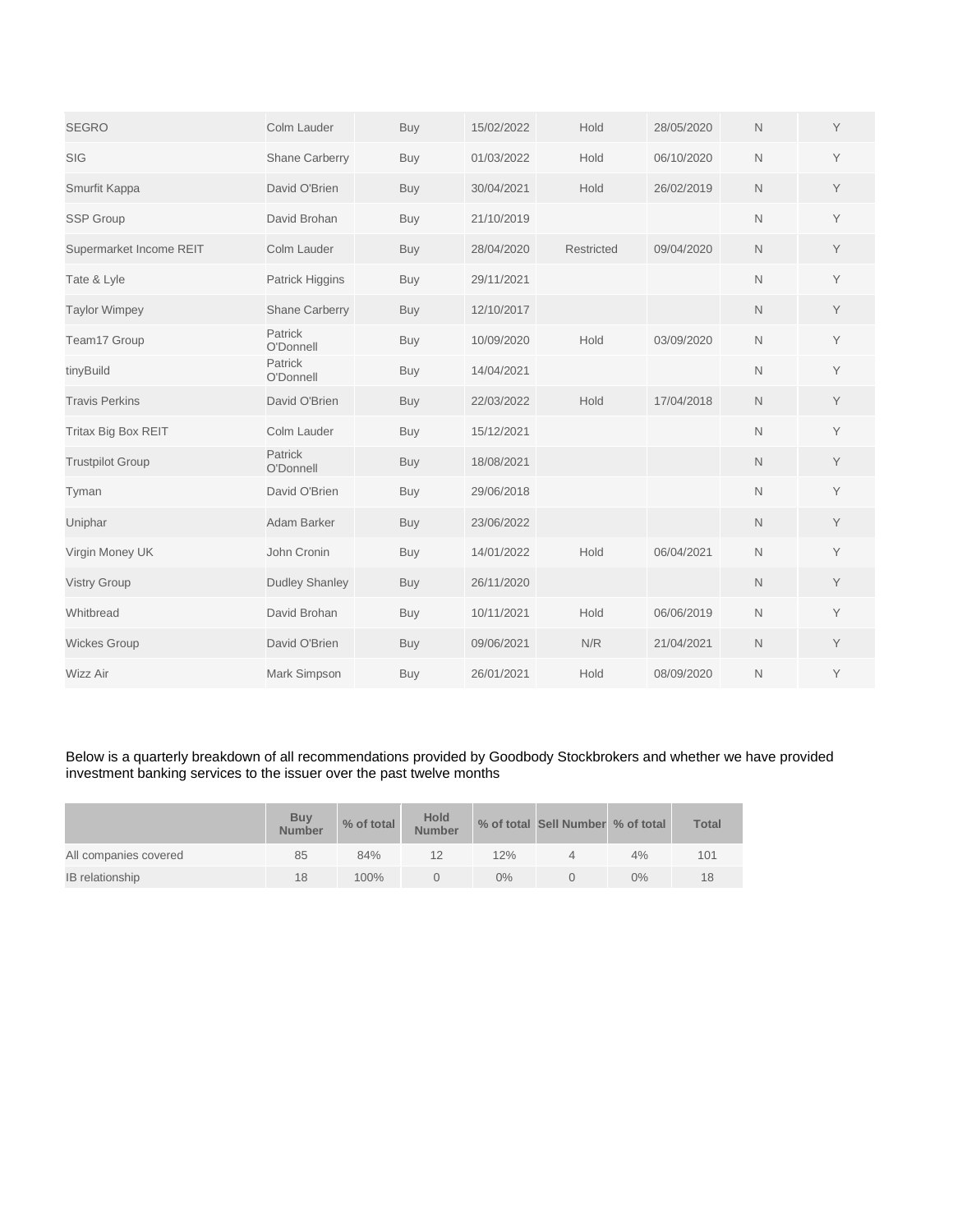| | | | | | | | |
|---|---|---|---|---|---|---|---|
| SEGRO | Colm Lauder | Buy | 15/02/2022 | Hold | 28/05/2020 | N | Y |
| SIG | Shane Carberry | Buy | 01/03/2022 | Hold | 06/10/2020 | N | Y |
| Smurfit Kappa | David O'Brien | Buy | 30/04/2021 | Hold | 26/02/2019 | N | Y |
| SSP Group | David Brohan | Buy | 21/10/2019 | | | N | Y |
| Supermarket Income REIT | Colm Lauder | Buy | 28/04/2020 | Restricted | 09/04/2020 | N | Y |
| Tate & Lyle | Patrick Higgins | Buy | 29/11/2021 | | | N | Y |
| Taylor Wimpey | Shane Carberry | Buy | 12/10/2017 | | | N | Y |
| Team17 Group | Patrick O'Donnell | Buy | 10/09/2020 | Hold | 03/09/2020 | N | Y |
| tinyBuild | Patrick O'Donnell | Buy | 14/04/2021 | | | N | Y |
| Travis Perkins | David O'Brien | Buy | 22/03/2022 | Hold | 17/04/2018 | N | Y |
| Tritax Big Box REIT | Colm Lauder | Buy | 15/12/2021 | | | N | Y |
| Trustpilot Group | Patrick O'Donnell | Buy | 18/08/2021 | | | N | Y |
| Tyman | David O'Brien | Buy | 29/06/2018 | | | N | Y |
| Uniphar | Adam Barker | Buy | 23/06/2022 | | | N | Y |
| Virgin Money UK | John Cronin | Buy | 14/01/2022 | Hold | 06/04/2021 | N | Y |
| Vistry Group | Dudley Shanley | Buy | 26/11/2020 | | | N | Y |
| Whitbread | David Brohan | Buy | 10/11/2021 | Hold | 06/06/2019 | N | Y |
| Wickes Group | David O'Brien | Buy | 09/06/2021 | N/R | 21/04/2021 | N | Y |
| Wizz Air | Mark Simpson | Buy | 26/01/2021 | Hold | 08/09/2020 | N | Y |

Below is a quarterly breakdown of all recommendations provided by Goodbody Stockbrokers and whether we have provided investment banking services to the issuer over the past twelve months

| | Buy Number | % of total | Hold Number | % of total | Sell Number | % of total | Total |
|---|---|---|---|---|---|---|---|
| All companies covered | 85 | 84% | 12 | 12% | 4 | 4% | 101 |
| IB relationship | 18 | 100% | 0 | 0% | 0 | 0% | 18 |